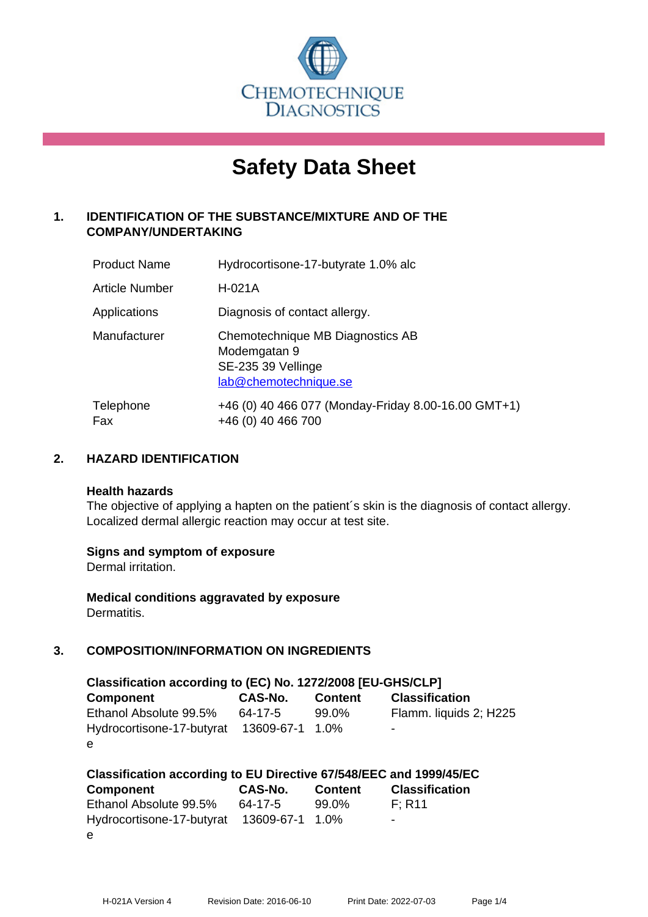CHEMOTECHNIQUE DIAGNOSTICS

# Safety Data Sheet

## 1. IDENTIFICATION OF THE SUBSTANCE/MIXTURE AND OF THE COMPANY/UNDERTAKING

| | |
|---|---|
| Product Name | Hydrocortisone-17-butyrate 1.0% alc |
| Article Number | H-021A |
| Applications | Diagnosis of contact allergy. |
| Manufacturer | Chemotechnique MB Diagnostics AB<br>Modemgatan 9<br>SE-235 39 Vellinge<br>lab@chemotechnique.se |
| Telephone<br>Fax | +46 (0) 40 466 077 (Monday-Friday 8.00-16.00 GMT+1)<br>+46 (0) 40 466 700 |

## 2. HAZARD IDENTIFICATION

**Health hazards**
The objective of applying a hapten on the patient´s skin is the diagnosis of contact allergy. Localized dermal allergic reaction may occur at test site.

**Signs and symptom of exposure**
Dermal irritation.

**Medical conditions aggravated by exposure**
Dermatitis.

## 3. COMPOSITION/INFORMATION ON INGREDIENTS

**Classification according to (EC) No. 1272/2008 [EU-GHS/CLP]**

| Component | CAS-No. | Content | Classification |
|---|---|---|---|
| Ethanol Absolute 99.5% | 64-17-5 | 99.0% | Flamm. liquids 2; H225 |
| Hydrocortisone-17-butyrate | 13609-67-1 | 1.0% | - |

**Classification according to EU Directive 67/548/EEC and 1999/45/EC**

| Component | CAS-No. | Content | Classification |
|---|---|---|---|
| Ethanol Absolute 99.5% | 64-17-5 | 99.0% | F; R11 |
| Hydrocortisone-17-butyrate | 13609-67-1 | 1.0% | - |

H-021A Version 4 Revision Date: 2016-06-10 Print Date: 2022-07-03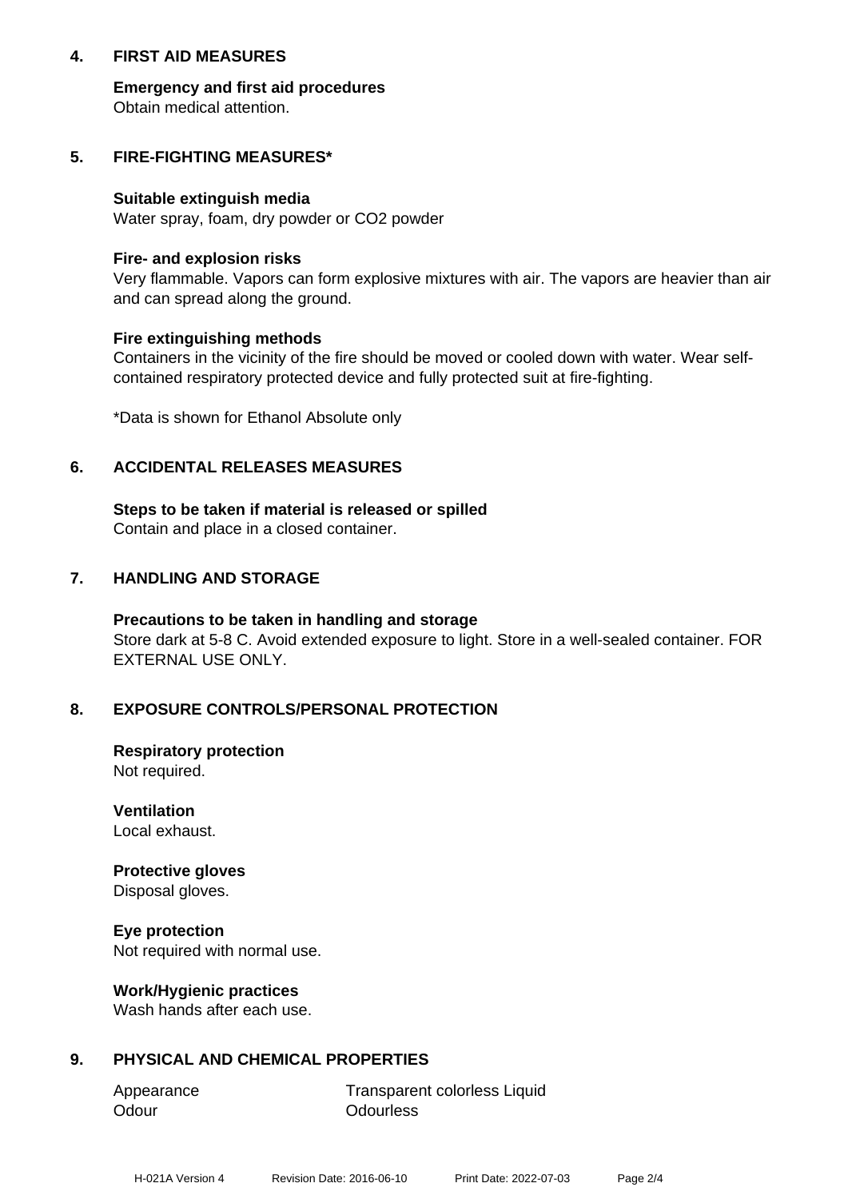## 4. FIRST AID MEASURES

**Emergency and first aid procedures**
Obtain medical attention.

## 5. FIRE-FIGHTING MEASURES*

**Suitable extinguish media**
Water spray, foam, dry powder or $CO_2$ powder

**Fire- and explosion risks**
Very flammable. Vapors can form explosive mixtures with air. The vapors are heavier than air and can spread along the ground.

**Fire extinguishing methods**
Containers in the vicinity of the fire should be moved or cooled down with water. Wear self-contained respiratory protected device and fully protected suit at fire-fighting.

*Data is shown for Ethanol Absolute only

## 6. ACCIDENTAL RELEASES MEASURES

**Steps to be taken if material is released or spilled**
Contain and place in a closed container.

## 7. HANDLING AND STORAGE

**Precautions to be taken in handling and storage**
Store dark at 5-8 C. Avoid extended exposure to light. Store in a well-sealed container. FOR EXTERNAL USE ONLY.

## 8. EXPOSURE CONTROLS/PERSONAL PROTECTION

**Respiratory protection**
Not required.

**Ventilation**
Local exhaust.

**Protective gloves**
Disposal gloves.

**Eye protection**
Not required with normal use.

**Work/Hygienic practices**
Wash hands after each use.

## 9. PHYSICAL AND CHEMICAL PROPERTIES

| | |
|---|---|
| Appearance | Transparent colorless Liquid |
| Odour | Odourless |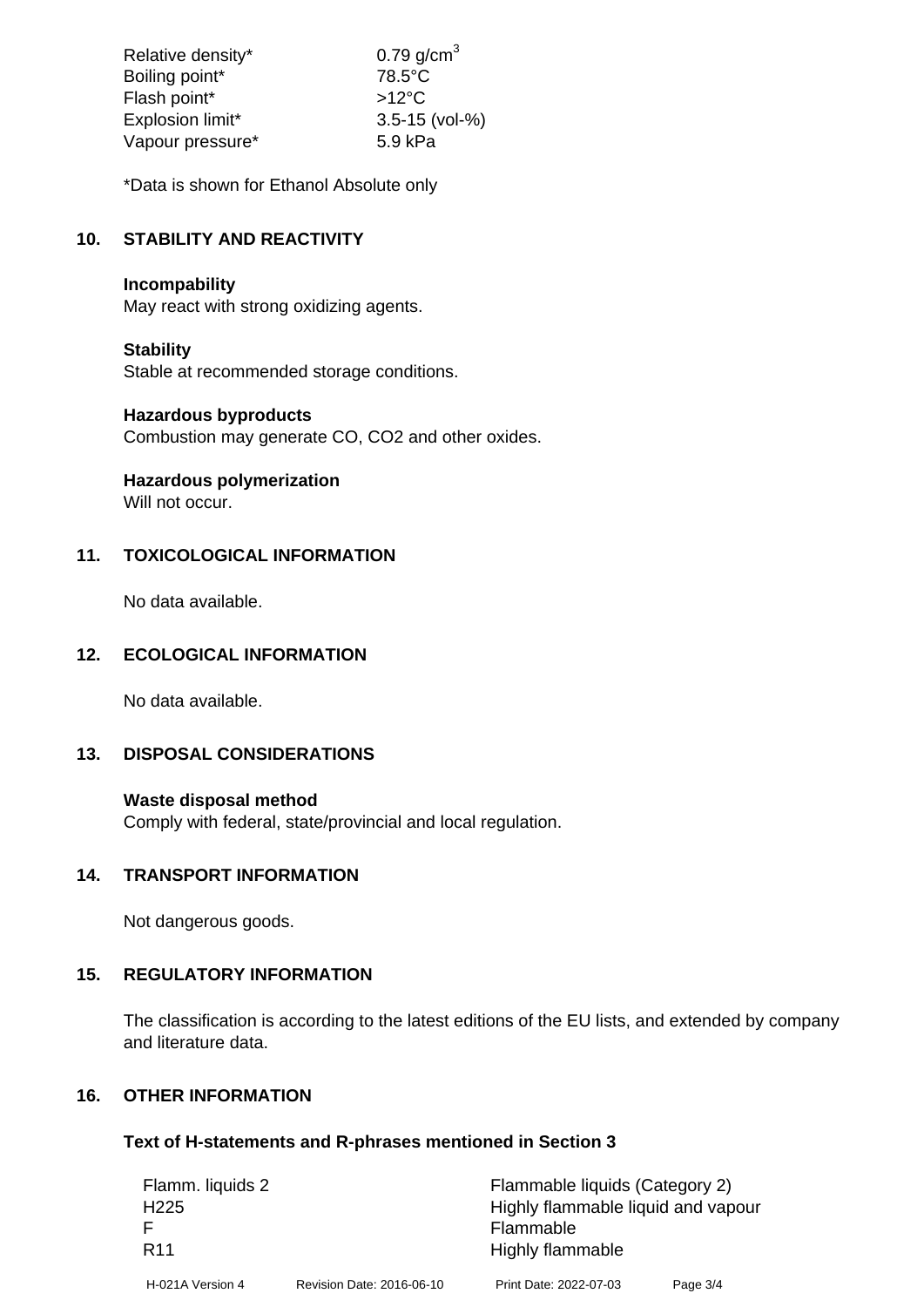| | |
|---|---|
| Relative density* | 0.79 g/cm$^3$ |
| Boiling point* | 78.5°C |
| Flash point* | >12°C |
| Explosion limit* | 3.5-15 (vol-%) |
| Vapour pressure* | 5.9 kPa |

*Data is shown for Ethanol Absolute only

## 10. STABILITY AND REACTIVITY

**Incompability**
May react with strong oxidizing agents.

**Stability**
Stable at recommended storage conditions.

**Hazardous byproducts**
Combustion may generate CO, $CO_2$ and other oxides.

**Hazardous polymerization**
Will not occur.

## 11. TOXICOLOGICAL INFORMATION

No data available.

## 12. ECOLOGICAL INFORMATION

No data available.

## 13. DISPOSAL CONSIDERATIONS

**Waste disposal method**
Comply with federal, state/provincial and local regulation.

## 14. TRANSPORT INFORMATION

Not dangerous goods.

## 15. REGULATORY INFORMATION

The classification is according to the latest editions of the EU lists, and extended by company and literature data.

## 16. OTHER INFORMATION

### Text of H-statements and R-phrases mentioned in Section 3

| | |
|---|---|
| Flamm. liquids 2 | Flammable liquids (Category 2) |
| H225 | Highly flammable liquid and vapour |
| F | Flammable |
| R11 | Highly flammable |

H-021A Version 4 Revision Date: 2016-06-10 Print Date: 2022-07-03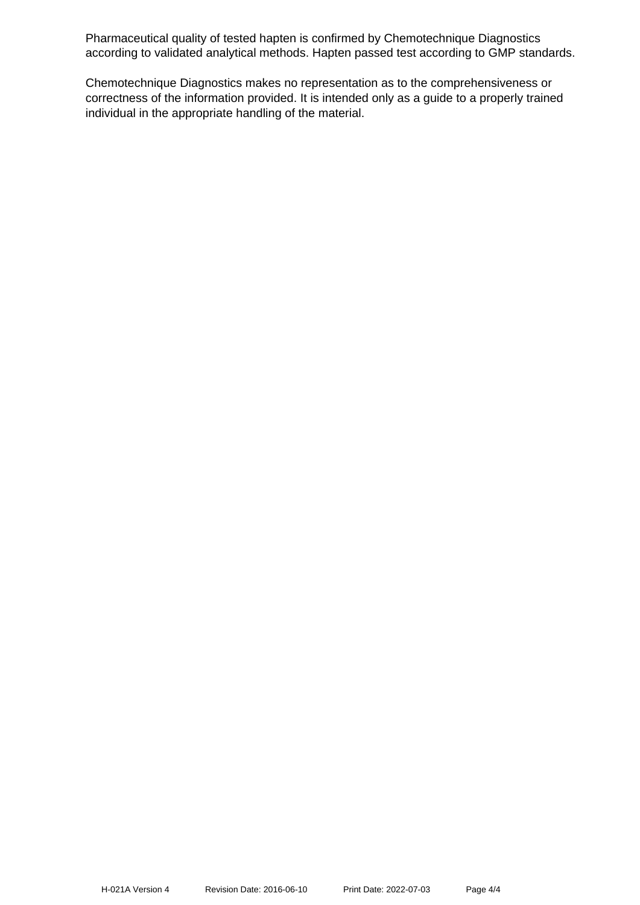Pharmaceutical quality of tested hapten is confirmed by Chemotechnique Diagnostics according to validated analytical methods. Hapten passed test according to GMP standards.

Chemotechnique Diagnostics makes no representation as to the comprehensiveness or correctness of the information provided. It is intended only as a guide to a properly trained individual in the appropriate handling of the material.